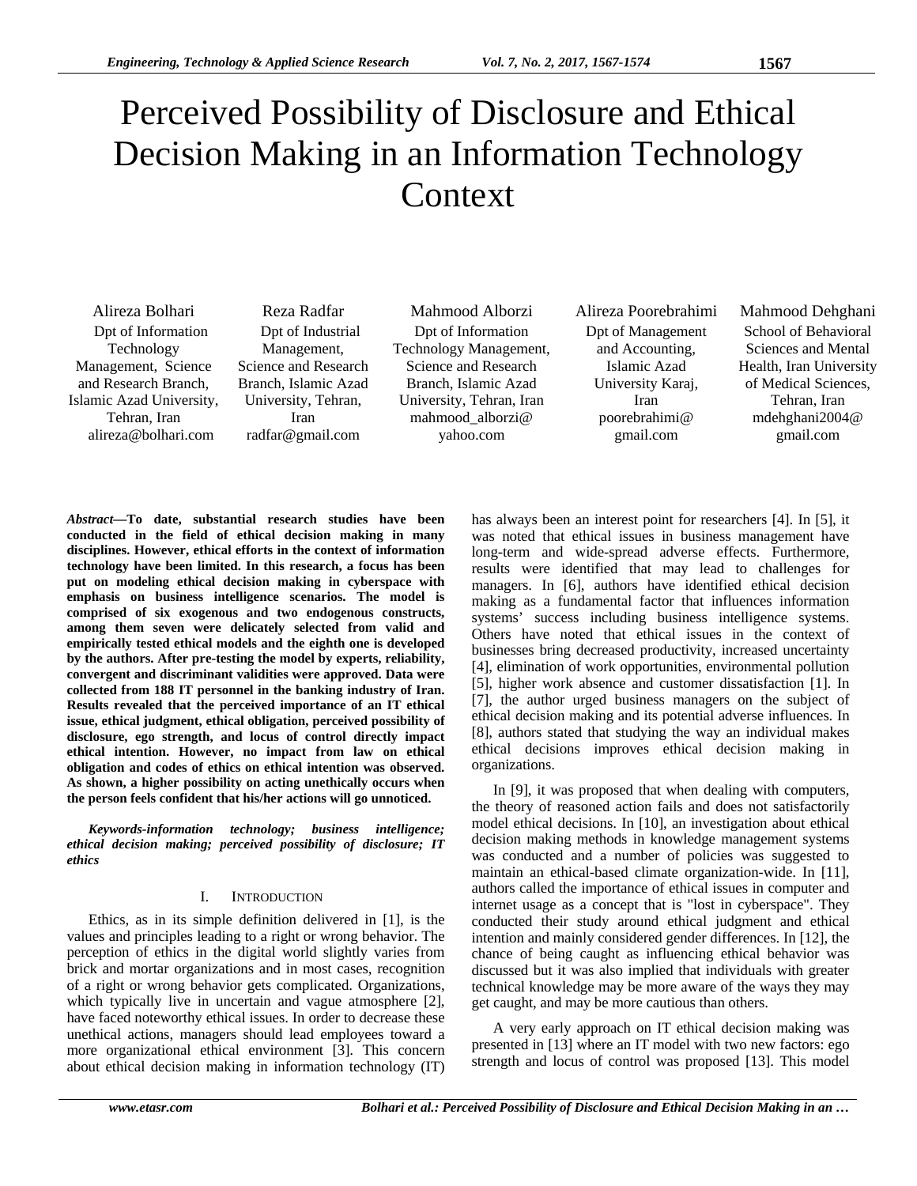# Perceived Possibility of Disclosure and Ethical Decision Making in an Information Technology Context

Alireza Bolhari
Dpt of Information Technology Management, Science and Research Branch, Islamic Azad University, Tehran, Iran
alireza@bolhari.com

Reza Radfar
Dpt of Industrial Management, Science and Research Branch, Islamic Azad University, Tehran, Iran
radfar@gmail.com

Mahmood Alborzi
Dpt of Information Technology Management, Science and Research Branch, Islamic Azad University, Tehran, Iran
mahmood_alborzi@yahoo.com

Alireza Poorebrahimi
Dpt of Management and Accounting, Islamic Azad University Karaj, Iran
poorebrahimi@gmail.com

Mahmood Dehghani
School of Behavioral Sciences and Mental Health, Iran University of Medical Sciences, Tehran, Iran
mdehghani2004@gmail.com

***Abstract*—To date, substantial research studies have been conducted in the field of ethical decision making in many disciplines. However, ethical efforts in the context of information technology have been limited. In this research, a focus has been put on modeling ethical decision making in cyberspace with emphasis on business intelligence scenarios. The model is comprised of six exogenous and two endogenous constructs, among them seven were delicately selected from valid and empirically tested ethical models and the eighth one is developed by the authors. After pre-testing the model by experts, reliability, convergent and discriminant validities were approved. Data were collected from 188 IT personnel in the banking industry of Iran. Results revealed that the perceived importance of an IT ethical issue, ethical judgment, ethical obligation, perceived possibility of disclosure, ego strength, and locus of control directly impact ethical intention. However, no impact from law on ethical obligation and codes of ethics on ethical intention was observed. As shown, a higher possibility on acting unethically occurs when the person feels confident that his/her actions will go unnoticed.**

***Keywords-information technology; business intelligence; ethical decision making; perceived possibility of disclosure; IT ethics***

## I. Introduction

Ethics, as in its simple definition delivered in [1], is the values and principles leading to a right or wrong behavior. The perception of ethics in the digital world slightly varies from brick and mortar organizations and in most cases, recognition of a right or wrong behavior gets complicated. Organizations, which typically live in uncertain and vague atmosphere [2], have faced noteworthy ethical issues. In order to decrease these unethical actions, managers should lead employees toward a more organizational ethical environment [3]. This concern about ethical decision making in information technology (IT) has always been an interest point for researchers [4]. In [5], it was noted that ethical issues in business management have long-term and wide-spread adverse effects. Furthermore, results were identified that may lead to challenges for managers. In [6], authors have identified ethical decision making as a fundamental factor that influences information systems' success including business intelligence systems. Others have noted that ethical issues in the context of businesses bring decreased productivity, increased uncertainty [4], elimination of work opportunities, environmental pollution [5], higher work absence and customer dissatisfaction [1]. In [7], the author urged business managers on the subject of ethical decision making and its potential adverse influences. In [8], authors stated that studying the way an individual makes ethical decisions improves ethical decision making in organizations.

In [9], it was proposed that when dealing with computers, the theory of reasoned action fails and does not satisfactorily model ethical decisions. In [10], an investigation about ethical decision making methods in knowledge management systems was conducted and a number of policies was suggested to maintain an ethical-based climate organization-wide. In [11], authors called the importance of ethical issues in computer and internet usage as a concept that is "lost in cyberspace". They conducted their study around ethical judgment and ethical intention and mainly considered gender differences. In [12], the chance of being caught as influencing ethical behavior was discussed but it was also implied that individuals with greater technical knowledge may be more aware of the ways they may get caught, and may be more cautious than others.

A very early approach on IT ethical decision making was presented in [13] where an IT model with two new factors: ego strength and locus of control was proposed [13]. This model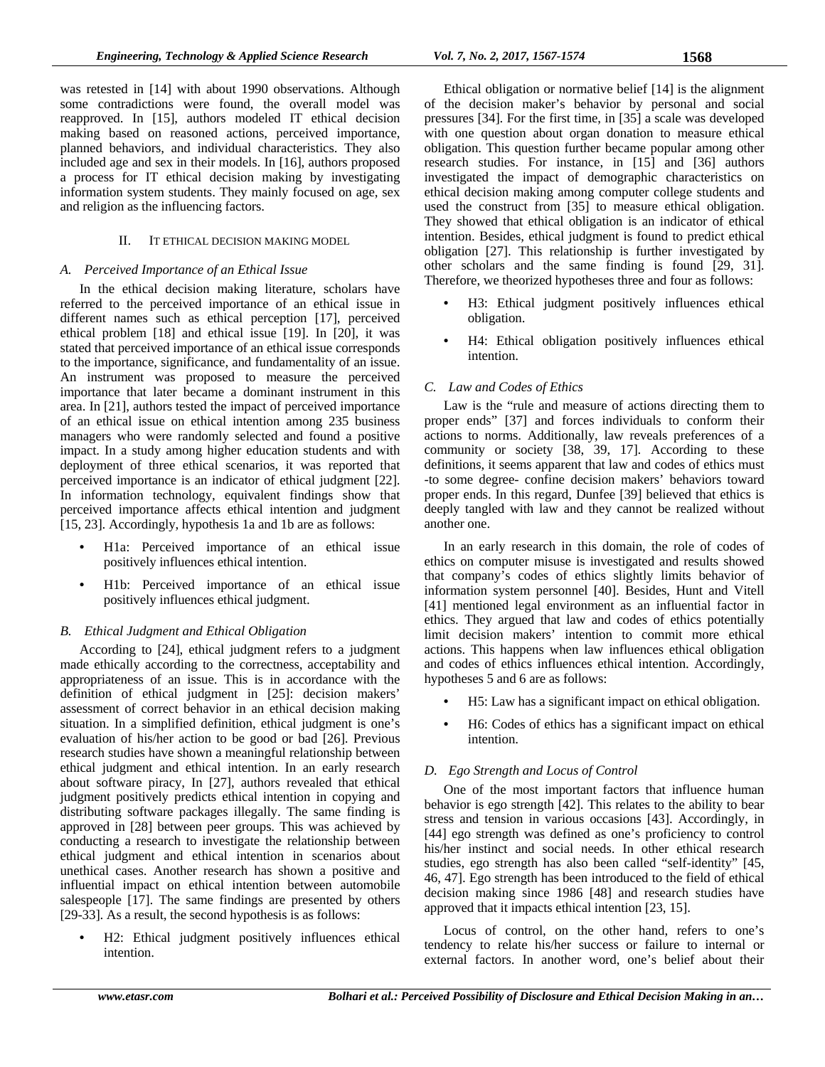was retested in [14] with about 1990 observations. Although some contradictions were found, the overall model was reapproved. In [15], authors modeled IT ethical decision making based on reasoned actions, perceived importance, planned behaviors, and individual characteristics. They also included age and sex in their models. In [16], authors proposed a process for IT ethical decision making by investigating information system students. They mainly focused on age, sex and religion as the influencing factors.

## II. IT ETHICAL DECISION MAKING MODEL

### *A. Perceived Importance of an Ethical Issue*

In the ethical decision making literature, scholars have referred to the perceived importance of an ethical issue in different names such as ethical perception [17], perceived ethical problem [18] and ethical issue [19]. In [20], it was stated that perceived importance of an ethical issue corresponds to the importance, significance, and fundamentality of an issue. An instrument was proposed to measure the perceived importance that later became a dominant instrument in this area. In [21], authors tested the impact of perceived importance of an ethical issue on ethical intention among 235 business managers who were randomly selected and found a positive impact. In a study among higher education students and with deployment of three ethical scenarios, it was reported that perceived importance is an indicator of ethical judgment [22]. In information technology, equivalent findings show that perceived importance affects ethical intention and judgment [15, 23]. Accordingly, hypothesis 1a and 1b are as follows:

- H1a: Perceived importance of an ethical issue positively influences ethical intention.
- H1b: Perceived importance of an ethical issue positively influences ethical judgment.

### *B. Ethical Judgment and Ethical Obligation*

According to [24], ethical judgment refers to a judgment made ethically according to the correctness, acceptability and appropriateness of an issue. This is in accordance with the definition of ethical judgment in [25]: decision makers' assessment of correct behavior in an ethical decision making situation. In a simplified definition, ethical judgment is one's evaluation of his/her action to be good or bad [26]. Previous research studies have shown a meaningful relationship between ethical judgment and ethical intention. In an early research about software piracy, In [27], authors revealed that ethical judgment positively predicts ethical intention in copying and distributing software packages illegally. The same finding is approved in [28] between peer groups. This was achieved by conducting a research to investigate the relationship between ethical judgment and ethical intention in scenarios about unethical cases. Another research has shown a positive and influential impact on ethical intention between automobile salespeople [17]. The same findings are presented by others [29-33]. As a result, the second hypothesis is as follows:

- H2: Ethical judgment positively influences ethical intention.

Ethical obligation or normative belief [14] is the alignment of the decision maker's behavior by personal and social pressures [34]. For the first time, in [35] a scale was developed with one question about organ donation to measure ethical obligation. This question further became popular among other research studies. For instance, in [15] and [36] authors investigated the impact of demographic characteristics on ethical decision making among computer college students and used the construct from [35] to measure ethical obligation. They showed that ethical obligation is an indicator of ethical intention. Besides, ethical judgment is found to predict ethical obligation [27]. This relationship is further investigated by other scholars and the same finding is found [29, 31]. Therefore, we theorized hypotheses three and four as follows:

- H3: Ethical judgment positively influences ethical obligation.
- H4: Ethical obligation positively influences ethical intention.

### *C. Law and Codes of Ethics*

Law is the "rule and measure of actions directing them to proper ends" [37] and forces individuals to conform their actions to norms. Additionally, law reveals preferences of a community or society [38, 39, 17]. According to these definitions, it seems apparent that law and codes of ethics must -to some degree- confine decision makers' behaviors toward proper ends. In this regard, Dunfee [39] believed that ethics is deeply tangled with law and they cannot be realized without another one.

In an early research in this domain, the role of codes of ethics on computer misuse is investigated and results showed that company's codes of ethics slightly limits behavior of information system personnel [40]. Besides, Hunt and Vitell [41] mentioned legal environment as an influential factor in ethics. They argued that law and codes of ethics potentially limit decision makers' intention to commit more ethical actions. This happens when law influences ethical obligation and codes of ethics influences ethical intention. Accordingly, hypotheses 5 and 6 are as follows:

- H5: Law has a significant impact on ethical obligation.
- H6: Codes of ethics has a significant impact on ethical intention.

### *D. Ego Strength and Locus of Control*

One of the most important factors that influence human behavior is ego strength [42]. This relates to the ability to bear stress and tension in various occasions [43]. Accordingly, in [44] ego strength was defined as one's proficiency to control his/her instinct and social needs. In other ethical research studies, ego strength has also been called "self-identity" [45, 46, 47]. Ego strength has been introduced to the field of ethical decision making since 1986 [48] and research studies have approved that it impacts ethical intention [23, 15].

Locus of control, on the other hand, refers to one's tendency to relate his/her success or failure to internal or external factors. In another word, one's belief about their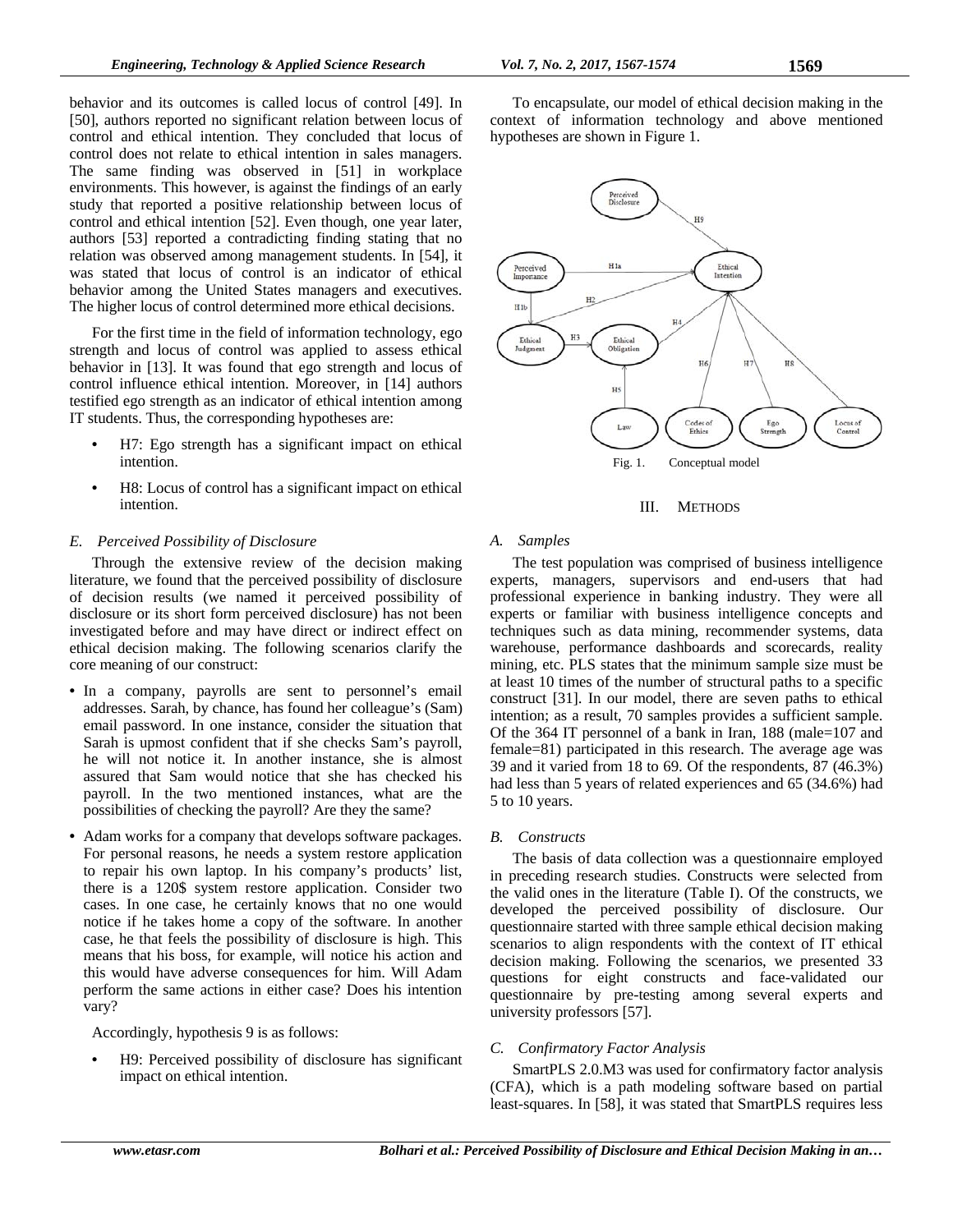behavior and its outcomes is called locus of control [49]. In [50], authors reported no significant relation between locus of control and ethical intention. They concluded that locus of control does not relate to ethical intention in sales managers. The same finding was observed in [51] in workplace environments. This however, is against the findings of an early study that reported a positive relationship between locus of control and ethical intention [52]. Even though, one year later, authors [53] reported a contradicting finding stating that no relation was observed among management students. In [54], it was stated that locus of control is an indicator of ethical behavior among the United States managers and executives. The higher locus of control determined more ethical decisions.

For the first time in the field of information technology, ego strength and locus of control was applied to assess ethical behavior in [13]. It was found that ego strength and locus of control influence ethical intention. Moreover, in [14] authors testified ego strength as an indicator of ethical intention among IT students. Thus, the corresponding hypotheses are:

- H7: Ego strength has a significant impact on ethical intention.
- H8: Locus of control has a significant impact on ethical intention.

### *E. Perceived Possibility of Disclosure*

Through the extensive review of the decision making literature, we found that the perceived possibility of disclosure of decision results (we named it perceived possibility of disclosure or its short form perceived disclosure) has not been investigated before and may have direct or indirect effect on ethical decision making. The following scenarios clarify the core meaning of our construct:

- In a company, payrolls are sent to personnel's email addresses. Sarah, by chance, has found her colleague's (Sam) email password. In one instance, consider the situation that Sarah is upmost confident that if she checks Sam's payroll, he will not notice it. In another instance, she is almost assured that Sam would notice that she has checked his payroll. In the two mentioned instances, what are the possibilities of checking the payroll? Are they the same?
- Adam works for a company that develops software packages. For personal reasons, he needs a system restore application to repair his own laptop. In his company's products' list, there is a 120$ system restore application. Consider two cases. In one case, he certainly knows that no one would notice if he takes home a copy of the software. In another case, he that feels the possibility of disclosure is high. This means that his boss, for example, will notice his action and this would have adverse consequences for him. Will Adam perform the same actions in either case? Does his intention vary?

Accordingly, hypothesis 9 is as follows:

- H9: Perceived possibility of disclosure has significant impact on ethical intention.

To encapsulate, our model of ethical decision making in the context of information technology and above mentioned hypotheses are shown in Figure 1.

Fig. 1. Conceptual model

## III. METHODS

### *A. Samples*

The test population was comprised of business intelligence experts, managers, supervisors and end-users that had professional experience in banking industry. They were all experts or familiar with business intelligence concepts and techniques such as data mining, recommender systems, data warehouse, performance dashboards and scorecards, reality mining, etc. PLS states that the minimum sample size must be at least 10 times of the number of structural paths to a specific construct [31]. In our model, there are seven paths to ethical intention; as a result, 70 samples provides a sufficient sample. Of the 364 IT personnel of a bank in Iran, 188 (male=107 and female=81) participated in this research. The average age was 39 and it varied from 18 to 69. Of the respondents, 87 (46.3%) had less than 5 years of related experiences and 65 (34.6%) had 5 to 10 years.

### *B. Constructs*

The basis of data collection was a questionnaire employed in preceding research studies. Constructs were selected from the valid ones in the literature (Table I). Of the constructs, we developed the perceived possibility of disclosure. Our questionnaire started with three sample ethical decision making scenarios to align respondents with the context of IT ethical decision making. Following the scenarios, we presented 33 questions for eight constructs and face-validated our questionnaire by pre-testing among several experts and university professors [57].

### *C. Confirmatory Factor Analysis*

SmartPLS 2.0.M3 was used for confirmatory factor analysis (CFA), which is a path modeling software based on partial least-squares. In [58], it was stated that SmartPLS requires less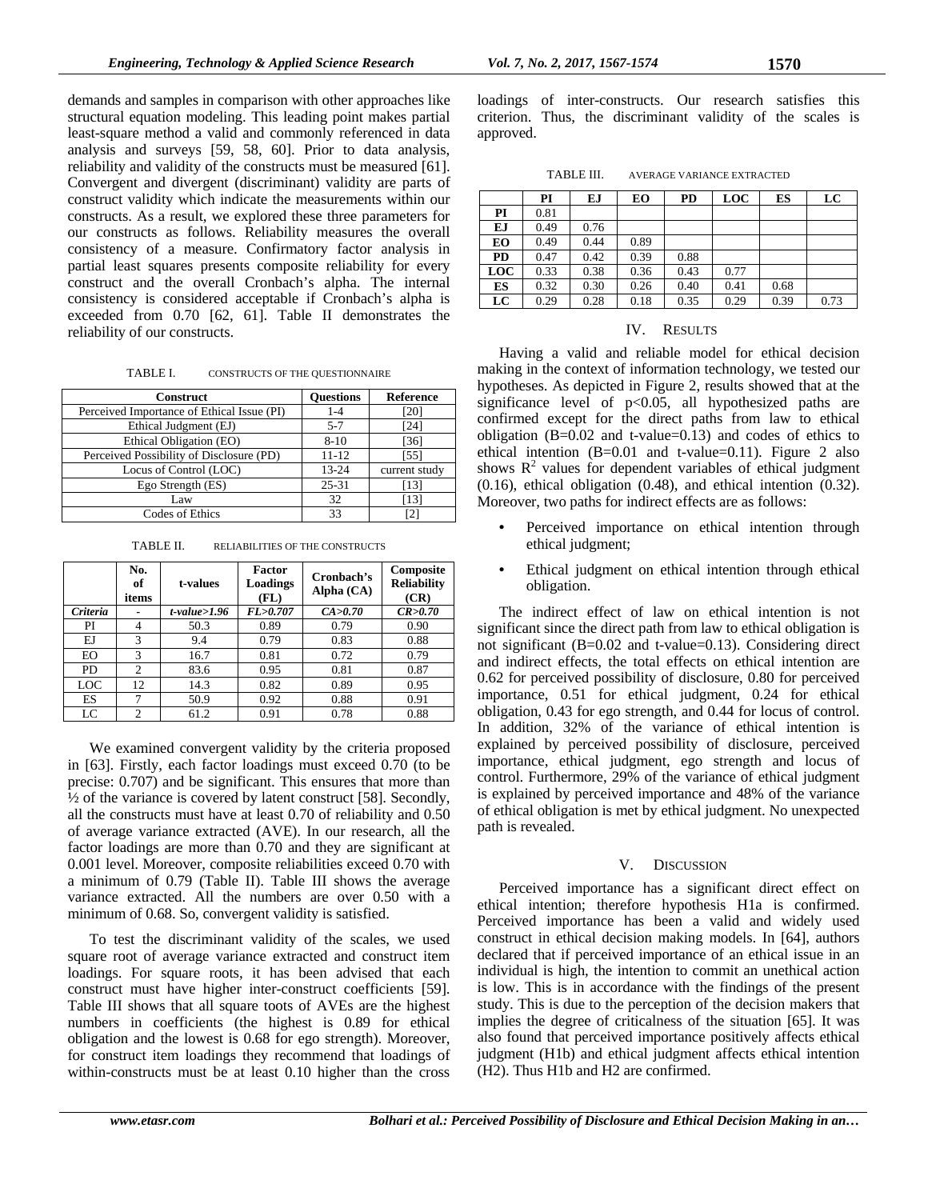demands and samples in comparison with other approaches like structural equation modeling. This leading point makes partial least-square method a valid and commonly referenced in data analysis and surveys [59, 58, 60]. Prior to data analysis, reliability and validity of the constructs must be measured [61]. Convergent and divergent (discriminant) validity are parts of construct validity which indicate the measurements within our constructs. As a result, we explored these three parameters for our constructs as follows. Reliability measures the overall consistency of a measure. Confirmatory factor analysis in partial least squares presents composite reliability for every construct and the overall Cronbach's alpha. The internal consistency is considered acceptable if Cronbach's alpha is exceeded from 0.70 [62, 61]. Table II demonstrates the reliability of our constructs.

TABLE I. CONSTRUCTS OF THE QUESTIONNAIRE

| Construct | Questions | Reference |
|---|---|---|
| Perceived Importance of Ethical Issue (PI) | 1-4 | [20] |
| Ethical Judgment (EJ) | 5-7 | [24] |
| Ethical Obligation (EO) | 8-10 | [36] |
| Perceived Possibility of Disclosure (PD) | 11-12 | [55] |
| Locus of Control (LOC) | 13-24 | current study |
| Ego Strength (ES) | 25-31 | [13] |
| Law | 32 | [13] |
| Codes of Ethics | 33 | [2] |

TABLE II. RELIABILITIES OF THE CONSTRUCTS

| | No. of items | t-values | Factor Loadings (FL) | Cronbach's Alpha (CA) | Composite Reliability (CR) |
|---|---|---|---|---|---|
| *Criteria* | - | *t-value>1.96* | *FL>0.707* | *CA>0.70* | *CR>0.70* |
| PI | 4 | 50.3 | 0.89 | 0.79 | 0.90 |
| EJ | 3 | 9.4 | 0.79 | 0.83 | 0.88 |
| EO | 3 | 16.7 | 0.81 | 0.72 | 0.79 |
| PD | 2 | 83.6 | 0.95 | 0.81 | 0.87 |
| LOC | 12 | 14.3 | 0.82 | 0.89 | 0.95 |
| ES | 7 | 50.9 | 0.92 | 0.88 | 0.91 |
| LC | 2 | 61.2 | 0.91 | 0.78 | 0.88 |

We examined convergent validity by the criteria proposed in [63]. Firstly, each factor loadings must exceed 0.70 (to be precise: 0.707) and be significant. This ensures that more than ½ of the variance is covered by latent construct [58]. Secondly, all the constructs must have at least 0.70 of reliability and 0.50 of average variance extracted (AVE). In our research, all the factor loadings are more than 0.70 and they are significant at 0.001 level. Moreover, composite reliabilities exceed 0.70 with a minimum of 0.79 (Table II). Table III shows the average variance extracted. All the numbers are over 0.50 with a minimum of 0.68. So, convergent validity is satisfied.

To test the discriminant validity of the scales, we used square root of average variance extracted and construct item loadings. For square roots, it has been advised that each construct must have higher inter-construct coefficients [59]. Table III shows that all square toots of AVEs are the highest numbers in coefficients (the highest is 0.89 for ethical obligation and the lowest is 0.68 for ego strength). Moreover, for construct item loadings they recommend that loadings of within-constructs must be at least 0.10 higher than the cross loadings of inter-constructs. Our research satisfies this criterion. Thus, the discriminant validity of the scales is approved.

TABLE III. AVERAGE VARIANCE EXTRACTED

| | PI | EJ | EO | PD | LOC | ES | LC |
|---|---|---|---|---|---|---|---|
| **PI** | 0.81 | | | | | | |
| **EJ** | 0.49 | 0.76 | | | | | |
| **EO** | 0.49 | 0.44 | 0.89 | | | | |
| **PD** | 0.47 | 0.42 | 0.39 | 0.88 | | | |
| **LOC** | 0.33 | 0.38 | 0.36 | 0.43 | 0.77 | | |
| **ES** | 0.32 | 0.30 | 0.26 | 0.40 | 0.41 | 0.68 | |
| **LC** | 0.29 | 0.28 | 0.18 | 0.35 | 0.29 | 0.39 | 0.73 |

## IV. RESULTS

Having a valid and reliable model for ethical decision making in the context of information technology, we tested our hypotheses. As depicted in Figure 2, results showed that at the significance level of $p<0.05$, all hypothesized paths are confirmed except for the direct paths from law to ethical obligation (B=0.02 and t-value=0.13) and codes of ethics to ethical intention (B=0.01 and t-value=0.11). Figure 2 also shows $R^2$ values for dependent variables of ethical judgment (0.16), ethical obligation (0.48), and ethical intention (0.32). Moreover, two paths for indirect effects are as follows:

- Perceived importance on ethical intention through ethical judgment;
- Ethical judgment on ethical intention through ethical obligation.

The indirect effect of law on ethical intention is not significant since the direct path from law to ethical obligation is not significant (B=0.02 and t-value=0.13). Considering direct and indirect effects, the total effects on ethical intention are 0.62 for perceived possibility of disclosure, 0.80 for perceived importance, 0.51 for ethical judgment, 0.24 for ethical obligation, 0.43 for ego strength, and 0.44 for locus of control. In addition, 32% of the variance of ethical intention is explained by perceived possibility of disclosure, perceived importance, ethical judgment, ego strength and locus of control. Furthermore, 29% of the variance of ethical judgment is explained by perceived importance and 48% of the variance of ethical obligation is met by ethical judgment. No unexpected path is revealed.

## V. DISCUSSION

Perceived importance has a significant direct effect on ethical intention; therefore hypothesis H1a is confirmed. Perceived importance has been a valid and widely used construct in ethical decision making models. In [64], authors declared that if perceived importance of an ethical issue in an individual is high, the intention to commit an unethical action is low. This is in accordance with the findings of the present study. This is due to the perception of the decision makers that implies the degree of criticalness of the situation [65]. It was also found that perceived importance positively affects ethical judgment (H1b) and ethical judgment affects ethical intention (H2). Thus H1b and H2 are confirmed.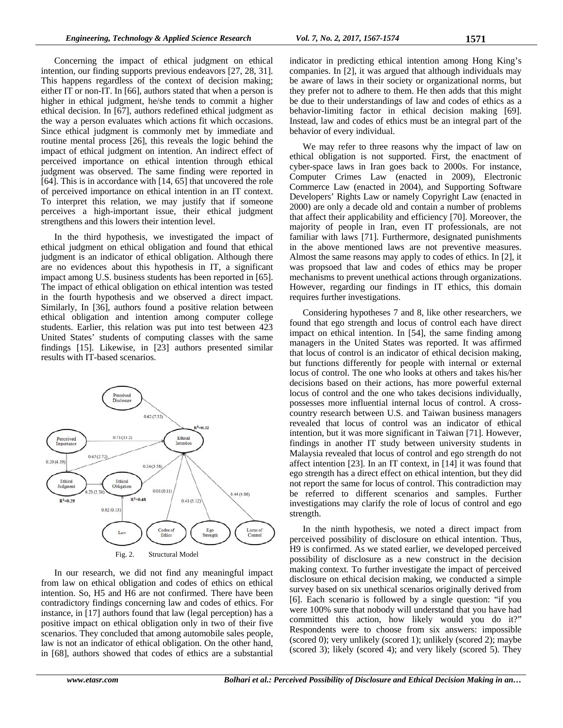Concerning the impact of ethical judgment on ethical intention, our finding supports previous endeavors [27, 28, 31]. This happens regardless of the context of decision making; either IT or non-IT. In [66], authors stated that when a person is higher in ethical judgment, he/she tends to commit a higher ethical decision. In [67], authors redefined ethical judgment as the way a person evaluates which actions fit which occasions. Since ethical judgment is commonly met by immediate and routine mental process [26], this reveals the logic behind the impact of ethical judgment on intention. An indirect effect of perceived importance on ethical intention through ethical judgment was observed. The same finding were reported in [64]. This is in accordance with [14, 65] that uncovered the role of perceived importance on ethical intention in an IT context. To interpret this relation, we may justify that if someone perceives a high-important issue, their ethical judgment strengthens and this lowers their intention level.

In the third hypothesis, we investigated the impact of ethical judgment on ethical obligation and found that ethical judgment is an indicator of ethical obligation. Although there are no evidences about this hypothesis in IT, a significant impact among U.S. business students has been reported in [65]. The impact of ethical obligation on ethical intention was tested in the fourth hypothesis and we observed a direct impact. Similarly, In [36], authors found a positive relation between ethical obligation and intention among computer college students. Earlier, this relation was put into test between 423 United States' students of computing classes with the same findings [15]. Likewise, in [23] authors presented similar results with IT-based scenarios.

Fig. 2. Structural Model

In our research, we did not find any meaningful impact from law on ethical obligation and codes of ethics on ethical intention. So, H5 and H6 are not confirmed. There have been contradictory findings concerning law and codes of ethics. For instance, in [17] authors found that law (legal perception) has a positive impact on ethical obligation only in two of their five scenarios. They concluded that among automobile sales people, law is not an indicator of ethical obligation. On the other hand, in [68], authors showed that codes of ethics are a substantial indicator in predicting ethical intention among Hong King's companies. In [2], it was argued that although individuals may be aware of laws in their society or organizational norms, but they prefer not to adhere to them. He then adds that this might be due to their understandings of law and codes of ethics as a behavior-limiting factor in ethical decision making [69]. Instead, law and codes of ethics must be an integral part of the behavior of every individual.

We may refer to three reasons why the impact of law on ethical obligation is not supported. First, the enactment of cyber-space laws in Iran goes back to 2000s. For instance, Computer Crimes Law (enacted in 2009), Electronic Commerce Law (enacted in 2004), and Supporting Software Developers' Rights Law or namely Copyright Law (enacted in 2000) are only a decade old and contain a number of problems that affect their applicability and efficiency [70]. Moreover, the majority of people in Iran, even IT professionals, are not familiar with laws [71]. Furthermore, designated punishments in the above mentioned laws are not preventive measures. Almost the same reasons may apply to codes of ethics. In [2], it was propsoed that law and codes of ethics may be proper mechanisms to prevent unethical actions through organizations. However, regarding our findings in IT ethics, this domain requires further investigations.

Considering hypotheses 7 and 8, like other researchers, we found that ego strength and locus of control each have direct impact on ethical intention. In [54], the same finding among managers in the United States was reported. It was affirmed that locus of control is an indicator of ethical decision making, but functions differently for people with internal or external locus of control. The one who looks at others and takes his/her decisions based on their actions, has more powerful external locus of control and the one who takes decisions individually, possesses more influential internal locus of control. A cross-country research between U.S. and Taiwan business managers revealed that locus of control was an indicator of ethical intention, but it was more significant in Taiwan [71]. However, findings in another IT study between university students in Malaysia revealed that locus of control and ego strength do not affect intention [23]. In an IT context, in [14] it was found that ego strength has a direct effect on ethical intention, but they did not report the same for locus of control. This contradiction may be referred to different scenarios and samples. Further investigations may clarify the role of locus of control and ego strength.

In the ninth hypothesis, we noted a direct impact from perceived possibility of disclosure on ethical intention. Thus, H9 is confirmed. As we stated earlier, we developed perceived possibility of disclosure as a new construct in the decision making context. To further investigate the impact of perceived disclosure on ethical decision making, we conducted a simple survey based on six unethical scenarios originally derived from [6]. Each scenario is followed by a single question: "if you were 100% sure that nobody will understand that you have had committed this action, how likely would you do it?" Respondents were to choose from six answers: impossible (scored 0); very unlikely (scored 1); unlikely (scored 2); maybe (scored 3); likely (scored 4); and very likely (scored 5). They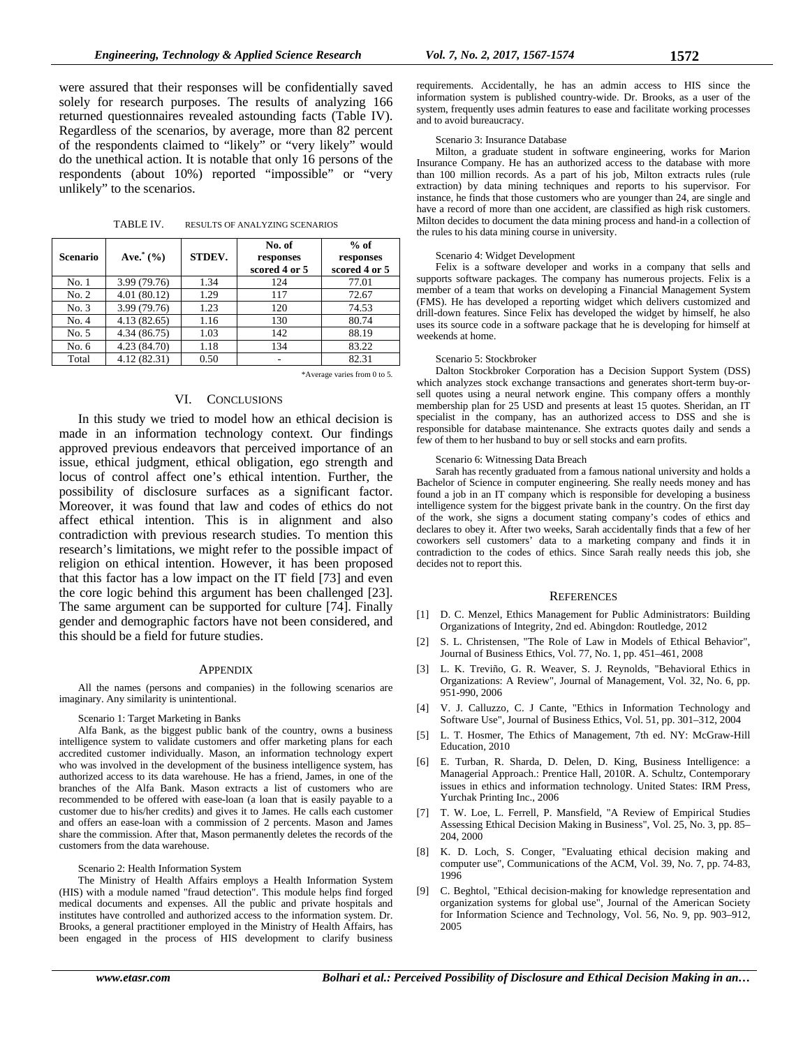were assured that their responses will be confidentially saved solely for research purposes. The results of analyzing 166 returned questionnaires revealed astounding facts (Table IV). Regardless of the scenarios, by average, more than 82 percent of the respondents claimed to "likely" or "very likely" would do the unethical action. It is notable that only 16 persons of the respondents (about 10%) reported "impossible" or "very unlikely" to the scenarios.

TABLE IV. RESULTS OF ANALYZING SCENARIOS

| Scenario | Ave.* (%) | STDEV. | No. of responses scored 4 or 5 | % of responses scored 4 or 5 |
|---|---|---|---|---|
| No. 1 | 3.99 (79.76) | 1.34 | 124 | 77.01 |
| No. 2 | 4.01 (80.12) | 1.29 | 117 | 72.67 |
| No. 3 | 3.99 (79.76) | 1.23 | 120 | 74.53 |
| No. 4 | 4.13 (82.65) | 1.16 | 130 | 80.74 |
| No. 5 | 4.34 (86.75) | 1.03 | 142 | 88.19 |
| No. 6 | 4.23 (84.70) | 1.18 | 134 | 83.22 |
| Total | 4.12 (82.31) | 0.50 | - | 82.31 |

*Average varies from 0 to 5.

## VI. CONCLUSIONS

In this study we tried to model how an ethical decision is made in an information technology context. Our findings approved previous endeavors that perceived importance of an issue, ethical judgment, ethical obligation, ego strength and locus of control affect one's ethical intention. Further, the possibility of disclosure surfaces as a significant factor. Moreover, it was found that law and codes of ethics do not affect ethical intention. This is in alignment and also contradiction with previous research studies. To mention this research's limitations, we might refer to the possible impact of religion on ethical intention. However, it has been proposed that this factor has a low impact on the IT field [73] and even the core logic behind this argument has been challenged [23]. The same argument can be supported for culture [74]. Finally gender and demographic factors have not been considered, and this should be a field for future studies.

## APPENDIX

All the names (persons and companies) in the following scenarios are imaginary. Any similarity is unintentional.

Scenario 1: Target Marketing in Banks

Alfa Bank, as the biggest public bank of the country, owns a business intelligence system to validate customers and offer marketing plans for each accredited customer individually. Mason, an information technology expert who was involved in the development of the business intelligence system, has authorized access to its data warehouse. He has a friend, James, in one of the branches of the Alfa Bank. Mason extracts a list of customers who are recommended to be offered with ease-loan (a loan that is easily payable to a customer due to his/her credits) and gives it to James. He calls each customer and offers an ease-loan with a commission of 2 percents. Mason and James share the commission. After that, Mason permanently deletes the records of the customers from the data warehouse.

Scenario 2: Health Information System

The Ministry of Health Affairs employs a Health Information System (HIS) with a module named "fraud detection". This module helps find forged medical documents and expenses. All the public and private hospitals and institutes have controlled and authorized access to the information system. Dr. Brooks, a general practitioner employed in the Ministry of Health Affairs, has been engaged in the process of HIS development to clarify business requirements. Accidentally, he has an admin access to HIS since the information system is published country-wide. Dr. Brooks, as a user of the system, frequently uses admin features to ease and facilitate working processes and to avoid bureaucracy.

Scenario 3: Insurance Database

Milton, a graduate student in software engineering, works for Marion Insurance Company. He has an authorized access to the database with more than 100 million records. As a part of his job, Milton extracts rules (rule extraction) by data mining techniques and reports to his supervisor. For instance, he finds that those customers who are younger than 24, are single and have a record of more than one accident, are classified as high risk customers. Milton decides to document the data mining process and hand-in a collection of the rules to his data mining course in university.

Scenario 4: Widget Development

Felix is a software developer and works in a company that sells and supports software packages. The company has numerous projects. Felix is a member of a team that works on developing a Financial Management System (FMS). He has developed a reporting widget which delivers customized and drill-down features. Since Felix has developed the widget by himself, he also uses its source code in a software package that he is developing for himself at weekends at home.

Scenario 5: Stockbroker

Dalton Stockbroker Corporation has a Decision Support System (DSS) which analyzes stock exchange transactions and generates short-term buy-or-sell quotes using a neural network engine. This company offers a monthly membership plan for 25 USD and presents at least 15 quotes. Sheridan, an IT specialist in the company, has an authorized access to DSS and she is responsible for database maintenance. She extracts quotes daily and sends a few of them to her husband to buy or sell stocks and earn profits.

Scenario 6: Witnessing Data Breach

Sarah has recently graduated from a famous national university and holds a Bachelor of Science in computer engineering. She really needs money and has found a job in an IT company which is responsible for developing a business intelligence system for the biggest private bank in the country. On the first day of the work, she signs a document stating company's codes of ethics and declares to obey it. After two weeks, Sarah accidentally finds that a few of her coworkers sell customers' data to a marketing company and finds it in contradiction to the codes of ethics. Since Sarah really needs this job, she decides not to report this.

## REFERENCES

[1] D. C. Menzel, Ethics Management for Public Administrators: Building Organizations of Integrity, 2nd ed. Abingdon: Routledge, 2012

[2] S. L. Christensen, "The Role of Law in Models of Ethical Behavior", Journal of Business Ethics, Vol. 77, No. 1, pp. 451–461, 2008

[3] L. K. Treviño, G. R. Weaver, S. J. Reynolds, "Behavioral Ethics in Organizations: A Review", Journal of Management, Vol. 32, No. 6, pp. 951-990, 2006

[4] V. J. Calluzzo, C. J Cante, "Ethics in Information Technology and Software Use", Journal of Business Ethics, Vol. 51, pp. 301–312, 2004

[5] L. T. Hosmer, The Ethics of Management, 7th ed. NY: McGraw-Hill Education, 2010

[6] E. Turban, R. Sharda, D. Delen, D. King, Business Intelligence: a Managerial Approach.: Prentice Hall, 2010R. A. Schultz, Contemporary issues in ethics and information technology. United States: IRM Press, Yurchak Printing Inc., 2006

[7] T. W. Loe, L. Ferrell, P. Mansfield, "A Review of Empirical Studies Assessing Ethical Decision Making in Business", Vol. 25, No. 3, pp. 85–204, 2000

[8] K. D. Loch, S. Conger, "Evaluating ethical decision making and computer use", Communications of the ACM, Vol. 39, No. 7, pp. 74-83, 1996

[9] C. Beghtol, "Ethical decision-making for knowledge representation and organization systems for global use", Journal of the American Society for Information Science and Technology, Vol. 56, No. 9, pp. 903–912, 2005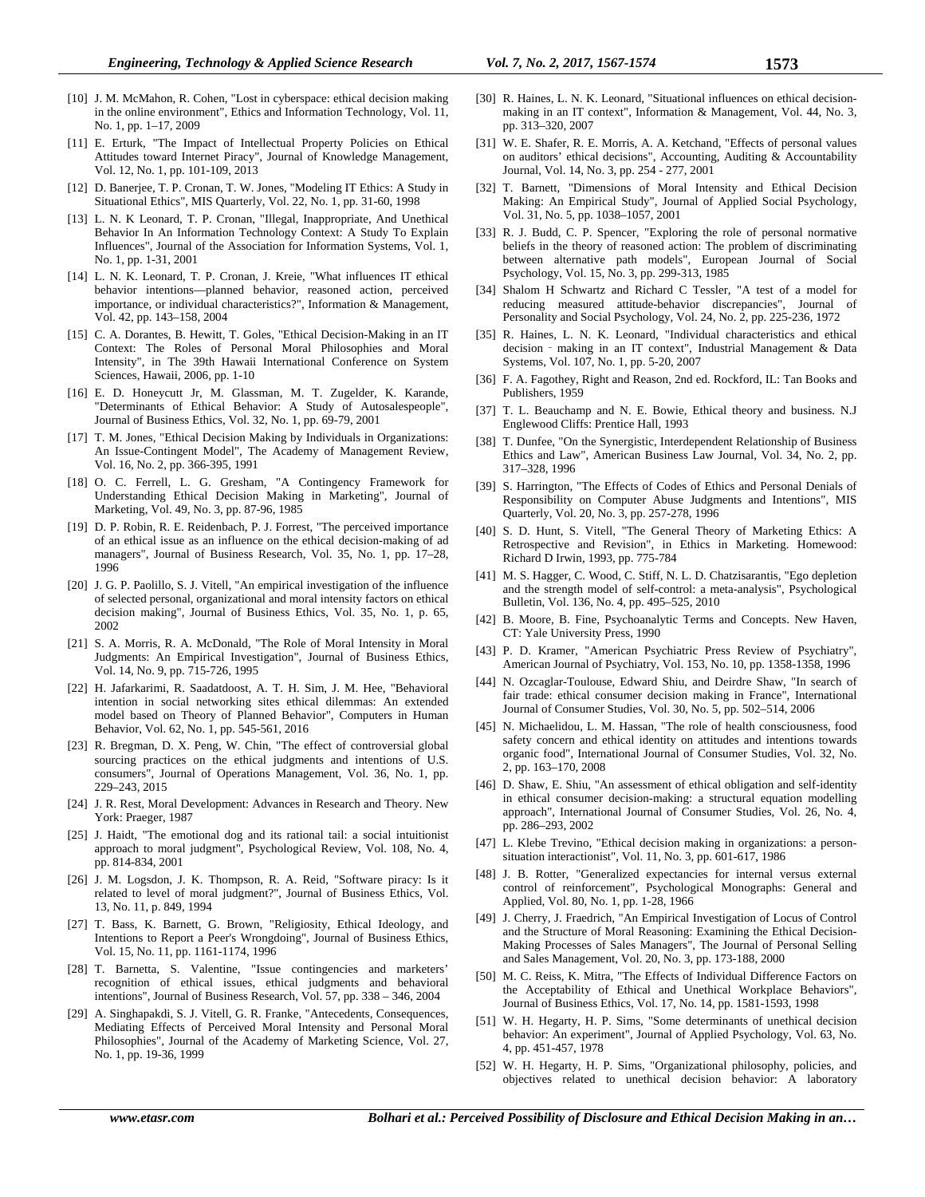[10] J. M. McMahon, R. Cohen, "Lost in cyberspace: ethical decision making in the online environment", Ethics and Information Technology, Vol. 11, No. 1, pp. 1–17, 2009

[11] E. Erturk, "The Impact of Intellectual Property Policies on Ethical Attitudes toward Internet Piracy", Journal of Knowledge Management, Vol. 12, No. 1, pp. 101-109, 2013

[12] D. Banerjee, T. P. Cronan, T. W. Jones, "Modeling IT Ethics: A Study in Situational Ethics", MIS Quarterly, Vol. 22, No. 1, pp. 31-60, 1998

[13] L. N. K Leonard, T. P. Cronan, "Illegal, Inappropriate, And Unethical Behavior In An Information Technology Context: A Study To Explain Influences", Journal of the Association for Information Systems, Vol. 1, No. 1, pp. 1-31, 2001

[14] L. N. K. Leonard, T. P. Cronan, J. Kreie, "What influences IT ethical behavior intentions—planned behavior, reasoned action, perceived importance, or individual characteristics?", Information & Management, Vol. 42, pp. 143–158, 2004

[15] C. A. Dorantes, B. Hewitt, T. Goles, "Ethical Decision-Making in an IT Context: The Roles of Personal Moral Philosophies and Moral Intensity", in The 39th Hawaii International Conference on System Sciences, Hawaii, 2006, pp. 1-10

[16] E. D. Honeycutt Jr, M. Glassman, M. T. Zugelder, K. Karande, "Determinants of Ethical Behavior: A Study of Autosalespeople", Journal of Business Ethics, Vol. 32, No. 1, pp. 69-79, 2001

[17] T. M. Jones, "Ethical Decision Making by Individuals in Organizations: An Issue-Contingent Model", The Academy of Management Review, Vol. 16, No. 2, pp. 366-395, 1991

[18] O. C. Ferrell, L. G. Gresham, "A Contingency Framework for Understanding Ethical Decision Making in Marketing", Journal of Marketing, Vol. 49, No. 3, pp. 87-96, 1985

[19] D. P. Robin, R. E. Reidenbach, P. J. Forrest, "The perceived importance of an ethical issue as an influence on the ethical decision-making of ad managers", Journal of Business Research, Vol. 35, No. 1, pp. 17–28, 1996

[20] J. G. P. Paolillo, S. J. Vitell, "An empirical investigation of the influence of selected personal, organizational and moral intensity factors on ethical decision making", Journal of Business Ethics, Vol. 35, No. 1, p. 65, 2002

[21] S. A. Morris, R. A. McDonald, "The Role of Moral Intensity in Moral Judgments: An Empirical Investigation", Journal of Business Ethics, Vol. 14, No. 9, pp. 715-726, 1995

[22] H. Jafarkarimi, R. Saadatdoost, A. T. H. Sim, J. M. Hee, "Behavioral intention in social networking sites ethical dilemmas: An extended model based on Theory of Planned Behavior", Computers in Human Behavior, Vol. 62, No. 1, pp. 545-561, 2016

[23] R. Bregman, D. X. Peng, W. Chin, "The effect of controversial global sourcing practices on the ethical judgments and intentions of U.S. consumers", Journal of Operations Management, Vol. 36, No. 1, pp. 229–243, 2015

[24] J. R. Rest, Moral Development: Advances in Research and Theory. New York: Praeger, 1987

[25] J. Haidt, "The emotional dog and its rational tail: a social intuitionist approach to moral judgment", Psychological Review, Vol. 108, No. 4, pp. 814-834, 2001

[26] J. M. Logsdon, J. K. Thompson, R. A. Reid, "Software piracy: Is it related to level of moral judgment?", Journal of Business Ethics, Vol. 13, No. 11, p. 849, 1994

[27] T. Bass, K. Barnett, G. Brown, "Religiosity, Ethical Ideology, and Intentions to Report a Peer's Wrongdoing", Journal of Business Ethics, Vol. 15, No. 11, pp. 1161-1174, 1996

[28] T. Barnetta, S. Valentine, "Issue contingencies and marketers' recognition of ethical issues, ethical judgments and behavioral intentions", Journal of Business Research, Vol. 57, pp. 338 – 346, 2004

[29] A. Singhapakdi, S. J. Vitell, G. R. Franke, "Antecedents, Consequences, Mediating Effects of Perceived Moral Intensity and Personal Moral Philosophies", Journal of the Academy of Marketing Science, Vol. 27, No. 1, pp. 19-36, 1999

[30] R. Haines, L. N. K. Leonard, "Situational influences on ethical decision-making in an IT context", Information & Management, Vol. 44, No. 3, pp. 313–320, 2007

[31] W. E. Shafer, R. E. Morris, A. A. Ketchand, "Effects of personal values on auditors' ethical decisions", Accounting, Auditing & Accountability Journal, Vol. 14, No. 3, pp. 254 - 277, 2001

[32] T. Barnett, "Dimensions of Moral Intensity and Ethical Decision Making: An Empirical Study", Journal of Applied Social Psychology, Vol. 31, No. 5, pp. 1038–1057, 2001

[33] R. J. Budd, C. P. Spencer, "Exploring the role of personal normative beliefs in the theory of reasoned action: The problem of discriminating between alternative path models", European Journal of Social Psychology, Vol. 15, No. 3, pp. 299-313, 1985

[34] Shalom H Schwartz and Richard C Tessler, "A test of a model for reducing measured attitude-behavior discrepancies", Journal of Personality and Social Psychology, Vol. 24, No. 2, pp. 225-236, 1972

[35] R. Haines, L. N. K. Leonard, "Individual characteristics and ethical decision‐making in an IT context", Industrial Management & Data Systems, Vol. 107, No. 1, pp. 5-20, 2007

[36] F. A. Fagothey, Right and Reason, 2nd ed. Rockford, IL: Tan Books and Publishers, 1959

[37] T. L. Beauchamp and N. E. Bowie, Ethical theory and business. N.J Englewood Cliffs: Prentice Hall, 1993

[38] T. Dunfee, "On the Synergistic, Interdependent Relationship of Business Ethics and Law", American Business Law Journal, Vol. 34, No. 2, pp. 317–328, 1996

[39] S. Harrington, "The Effects of Codes of Ethics and Personal Denials of Responsibility on Computer Abuse Judgments and Intentions", MIS Quarterly, Vol. 20, No. 3, pp. 257-278, 1996

[40] S. D. Hunt, S. Vitell, "The General Theory of Marketing Ethics: A Retrospective and Revision", in Ethics in Marketing. Homewood: Richard D Irwin, 1993, pp. 775-784

[41] M. S. Hagger, C. Wood, C. Stiff, N. L. D. Chatzisarantis, "Ego depletion and the strength model of self-control: a meta-analysis", Psychological Bulletin, Vol. 136, No. 4, pp. 495–525, 2010

[42] B. Moore, B. Fine, Psychoanalytic Terms and Concepts. New Haven, CT: Yale University Press, 1990

[43] P. D. Kramer, "American Psychiatric Press Review of Psychiatry", American Journal of Psychiatry, Vol. 153, No. 10, pp. 1358-1358, 1996

[44] N. Ozcaglar-Toulouse, Edward Shiu, and Deirdre Shaw, "In search of fair trade: ethical consumer decision making in France", International Journal of Consumer Studies, Vol. 30, No. 5, pp. 502–514, 2006

[45] N. Michaelidou, L. M. Hassan, "The role of health consciousness, food safety concern and ethical identity on attitudes and intentions towards organic food", International Journal of Consumer Studies, Vol. 32, No. 2, pp. 163–170, 2008

[46] D. Shaw, E. Shiu, "An assessment of ethical obligation and self-identity in ethical consumer decision-making: a structural equation modelling approach", International Journal of Consumer Studies, Vol. 26, No. 4, pp. 286–293, 2002

[47] L. Klebe Trevino, "Ethical decision making in organizations: a person-situation interactionist", Vol. 11, No. 3, pp. 601-617, 1986

[48] J. B. Rotter, "Generalized expectancies for internal versus external control of reinforcement", Psychological Monographs: General and Applied, Vol. 80, No. 1, pp. 1-28, 1966

[49] J. Cherry, J. Fraedrich, "An Empirical Investigation of Locus of Control and the Structure of Moral Reasoning: Examining the Ethical Decision-Making Processes of Sales Managers", The Journal of Personal Selling and Sales Management, Vol. 20, No. 3, pp. 173-188, 2000

[50] M. C. Reiss, K. Mitra, "The Effects of Individual Difference Factors on the Acceptability of Ethical and Unethical Workplace Behaviors", Journal of Business Ethics, Vol. 17, No. 14, pp. 1581-1593, 1998

[51] W. H. Hegarty, H. P. Sims, "Some determinants of unethical decision behavior: An experiment", Journal of Applied Psychology, Vol. 63, No. 4, pp. 451-457, 1978

[52] W. H. Hegarty, H. P. Sims, "Organizational philosophy, policies, and objectives related to unethical decision behavior: A laboratory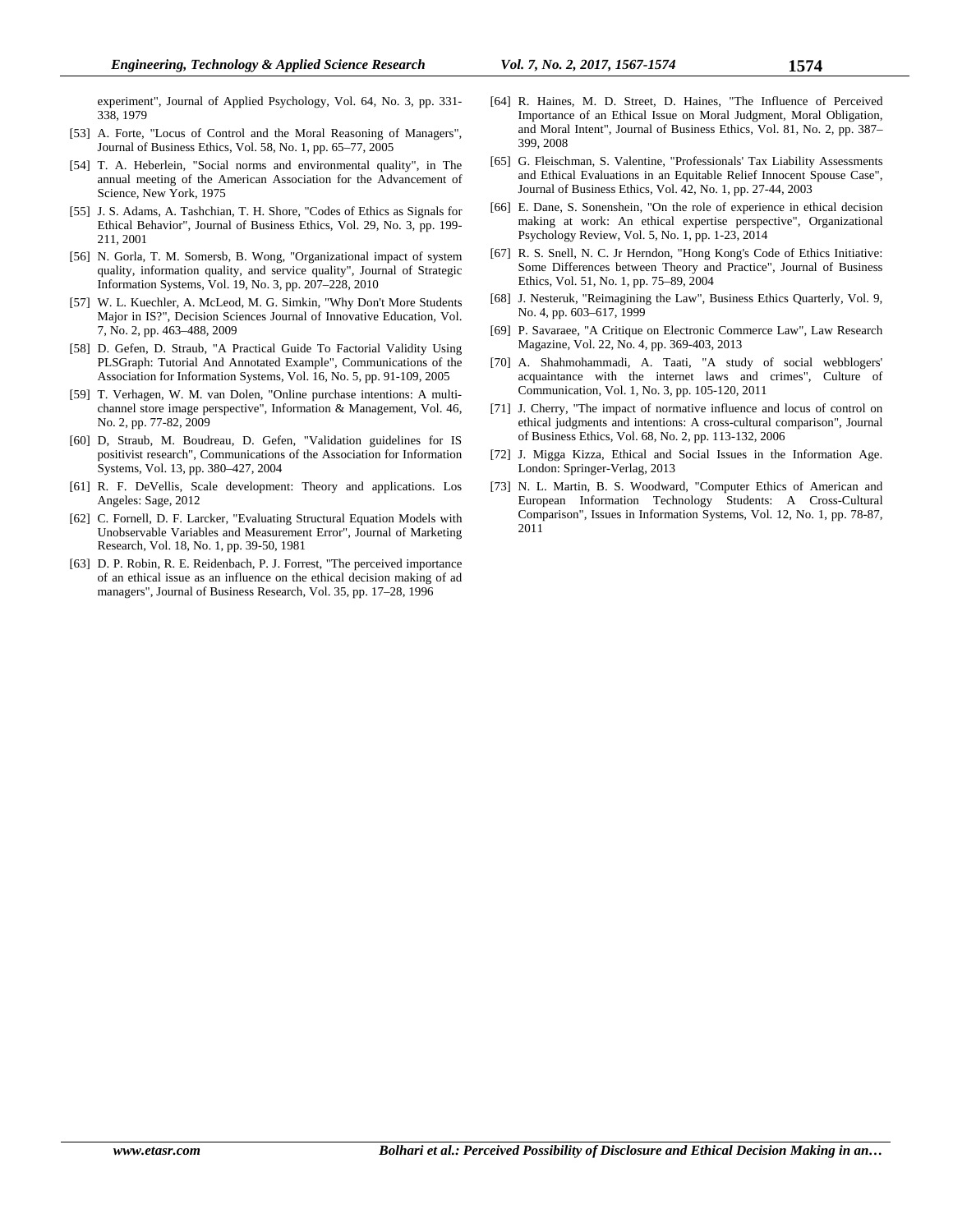experiment", Journal of Applied Psychology, Vol. 64, No. 3, pp. 331-338, 1979

[53] A. Forte, "Locus of Control and the Moral Reasoning of Managers", Journal of Business Ethics, Vol. 58, No. 1, pp. 65–77, 2005

[54] T. A. Heberlein, "Social norms and environmental quality", in The annual meeting of the American Association for the Advancement of Science, New York, 1975

[55] J. S. Adams, A. Tashchian, T. H. Shore, "Codes of Ethics as Signals for Ethical Behavior", Journal of Business Ethics, Vol. 29, No. 3, pp. 199-211, 2001

[56] N. Gorla, T. M. Somersb, B. Wong, "Organizational impact of system quality, information quality, and service quality", Journal of Strategic Information Systems, Vol. 19, No. 3, pp. 207–228, 2010

[57] W. L. Kuechler, A. McLeod, M. G. Simkin, "Why Don't More Students Major in IS?", Decision Sciences Journal of Innovative Education, Vol. 7, No. 2, pp. 463–488, 2009

[58] D. Gefen, D. Straub, "A Practical Guide To Factorial Validity Using PLSGraph: Tutorial And Annotated Example", Communications of the Association for Information Systems, Vol. 16, No. 5, pp. 91-109, 2005

[59] T. Verhagen, W. M. van Dolen, "Online purchase intentions: A multi-channel store image perspective", Information & Management, Vol. 46, No. 2, pp. 77-82, 2009

[60] D, Straub, M. Boudreau, D. Gefen, "Validation guidelines for IS positivist research", Communications of the Association for Information Systems, Vol. 13, pp. 380–427, 2004

[61] R. F. DeVellis, Scale development: Theory and applications. Los Angeles: Sage, 2012

[62] C. Fornell, D. F. Larcker, "Evaluating Structural Equation Models with Unobservable Variables and Measurement Error", Journal of Marketing Research, Vol. 18, No. 1, pp. 39-50, 1981

[63] D. P. Robin, R. E. Reidenbach, P. J. Forrest, "The perceived importance of an ethical issue as an influence on the ethical decision making of ad managers", Journal of Business Research, Vol. 35, pp. 17–28, 1996

[64] R. Haines, M. D. Street, D. Haines, "The Influence of Perceived Importance of an Ethical Issue on Moral Judgment, Moral Obligation, and Moral Intent", Journal of Business Ethics, Vol. 81, No. 2, pp. 387–399, 2008

[65] G. Fleischman, S. Valentine, "Professionals' Tax Liability Assessments and Ethical Evaluations in an Equitable Relief Innocent Spouse Case", Journal of Business Ethics, Vol. 42, No. 1, pp. 27-44, 2003

[66] E. Dane, S. Sonenshein, "On the role of experience in ethical decision making at work: An ethical expertise perspective", Organizational Psychology Review, Vol. 5, No. 1, pp. 1-23, 2014

[67] R. S. Snell, N. C. Jr Herndon, "Hong Kong's Code of Ethics Initiative: Some Differences between Theory and Practice", Journal of Business Ethics, Vol. 51, No. 1, pp. 75–89, 2004

[68] J. Nesteruk, "Reimagining the Law", Business Ethics Quarterly, Vol. 9, No. 4, pp. 603–617, 1999

[69] P. Savaraee, "A Critique on Electronic Commerce Law", Law Research Magazine, Vol. 22, No. 4, pp. 369-403, 2013

[70] A. Shahmohammadi, A. Taati, "A study of social webblogers' acquaintance with the internet laws and crimes", Culture of Communication, Vol. 1, No. 3, pp. 105-120, 2011

[71] J. Cherry, "The impact of normative influence and locus of control on ethical judgments and intentions: A cross-cultural comparison", Journal of Business Ethics, Vol. 68, No. 2, pp. 113-132, 2006

[72] J. Migga Kizza, Ethical and Social Issues in the Information Age. London: Springer-Verlag, 2013

[73] N. L. Martin, B. S. Woodward, "Computer Ethics of American and European Information Technology Students: A Cross-Cultural Comparison", Issues in Information Systems, Vol. 12, No. 1, pp. 78-87, 2011